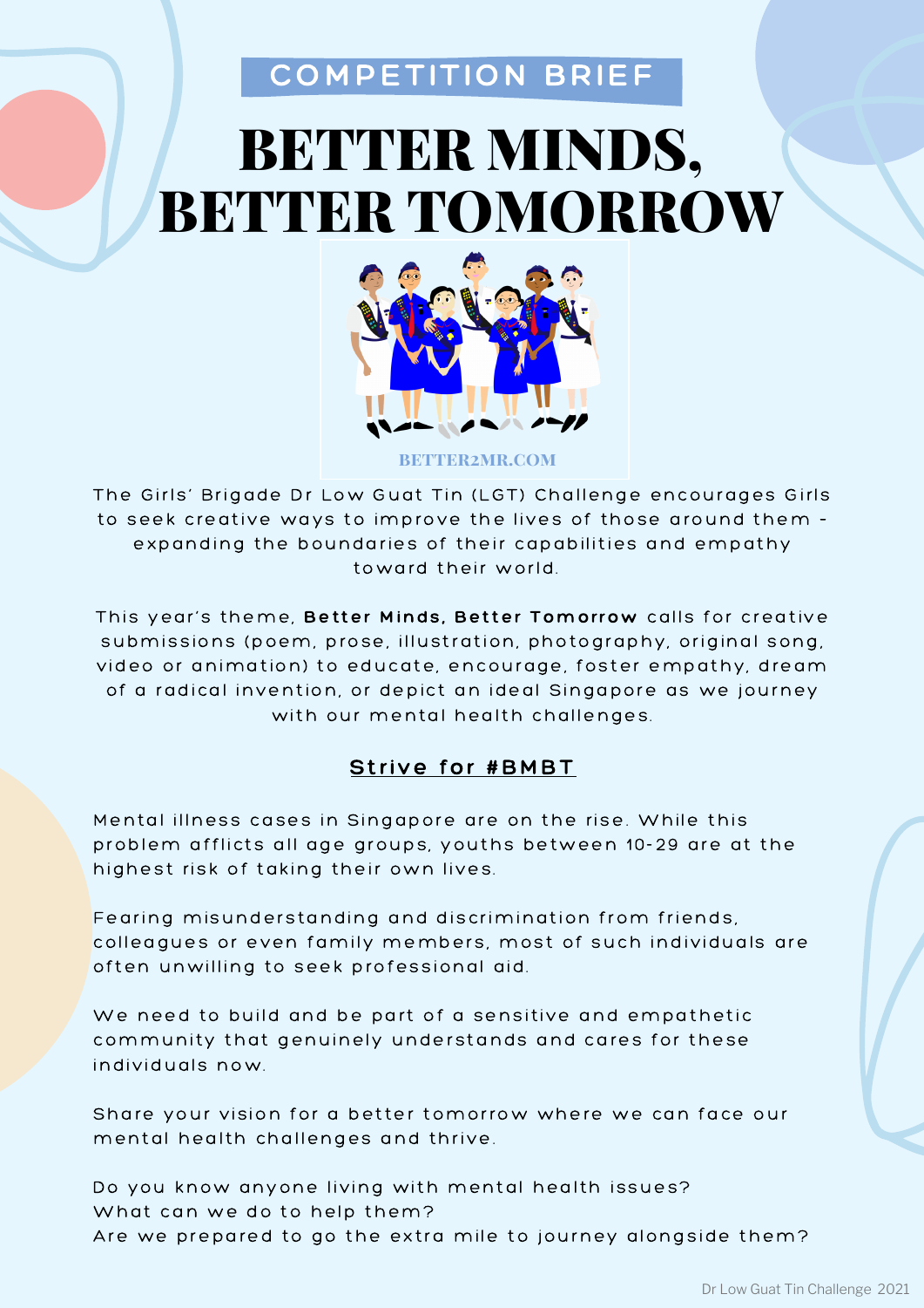COMPETITION BRIEF

# BETTER MINDS, BETTER TOMORROW

BETTER2MR.COM

The Girls' Brigade Dr Low Guat Tin (LGT) Challenge encourages Girls to seek creative ways to improve the lives of those around them - expanding the boundaries of their capabilities and empathy toward their world.

This year's theme, **Better Minds, Better Tomorrow** calls for creative submissions (poem, prose, illustration, photography, original song, video or animation) to educate, encourage, foster empathy, dream of a radical invention, or depict an ideal Singapore as we journey with our mental health challenges.

## Strive for #BMBT

Mental illness cases in Singapore are on the rise. While this problem afflicts all age groups, youths between 10-29 are at the highest risk of taking their own lives.

Fearing misunderstanding and discrimination from friends, colleagues or even family members, most of such individuals are often unwilling to seek professional aid.

We need to build and be part of a sensitive and empathetic community that genuinely understands and cares for these individuals now.

Share your vision for a better tomorrow where we can face our mental health challenges and thrive.

Do you know anyone living with mental health issues?
What can we do to help them?
Are we prepared to go the extra mile to journey alongside them?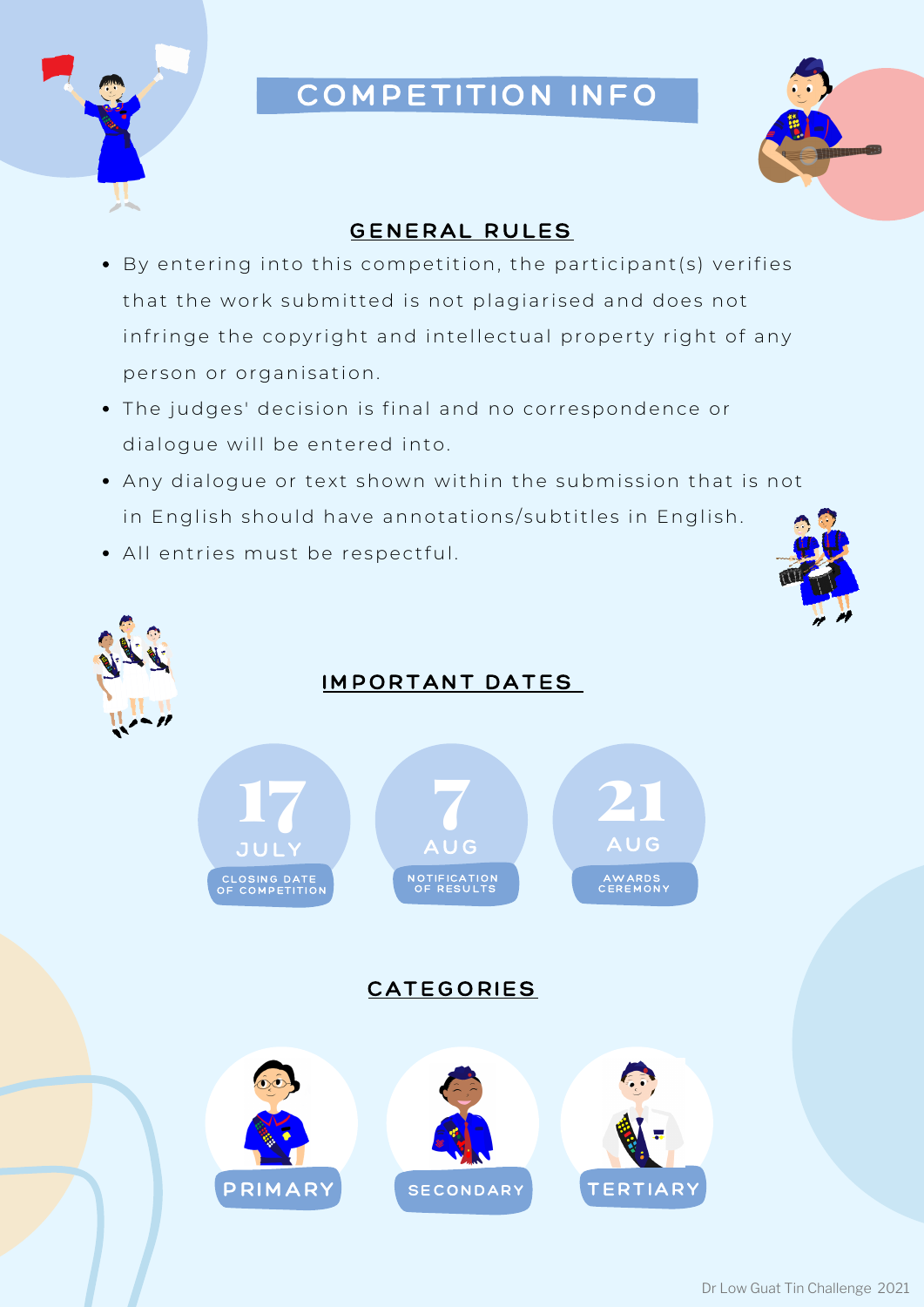# COMPETITION INFO

## GENERAL RULES

- By entering into this competition, the participant(s) verifies that the work submitted is not plagiarised and does not infringe the copyright and intellectual property right of any person or organisation.
- The judges' decision is final and no correspondence or dialogue will be entered into.
- Any dialogue or text shown within the submission that is not in English should have annotations/subtitles in English.
- All entries must be respectful.

## IMPORTANT DATES

- **17 JULY** – CLOSING DATE OF COMPETITION
- **7 AUG** – NOTIFICATION OF RESULTS
- **21 AUG** – AWARDS CEREMONY

## CATEGORIES

- PRIMARY
- SECONDARY
- TERTIARY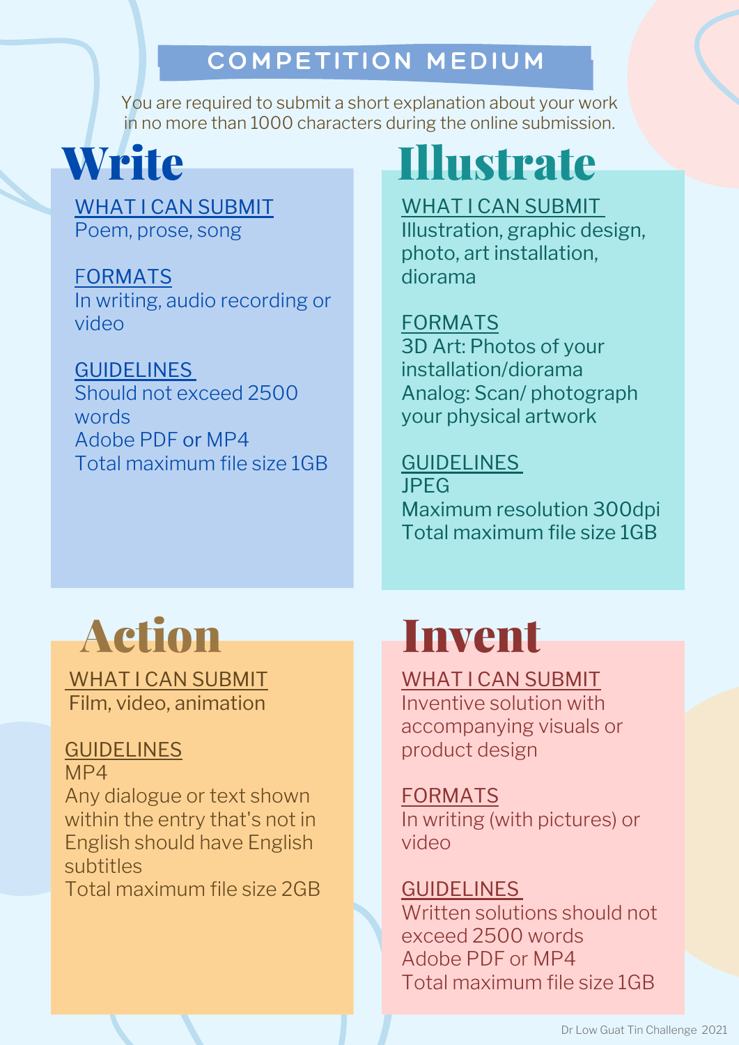# COMPETITION MEDIUM

You are required to submit a short explanation about your work in no more than 1000 characters during the online submission.

## Write

**WHAT I CAN SUBMIT**
Poem, prose, song

**FORMATS**
In writing, audio recording or video

**GUIDELINES**
Should not exceed 2500 words
Adobe PDF or MP4
Total maximum file size 1GB

## Illustrate

**WHAT I CAN SUBMIT**
Illustration, graphic design, photo, art installation, diorama

**FORMATS**
3D Art: Photos of your installation/diorama
Analog: Scan/ photograph your physical artwork

**GUIDELINES**
JPEG
Maximum resolution 300dpi
Total maximum file size 1GB

## Action

**WHAT I CAN SUBMIT**
Film, video, animation

**GUIDELINES**
MP4
Any dialogue or text shown within the entry that's not in English should have English subtitles
Total maximum file size 2GB

## Invent

**WHAT I CAN SUBMIT**
Inventive solution with accompanying visuals or product design

**FORMATS**
In writing (with pictures) or video

**GUIDELINES**
Written solutions should not exceed 2500 words
Adobe PDF or MP4
Total maximum file size 1GB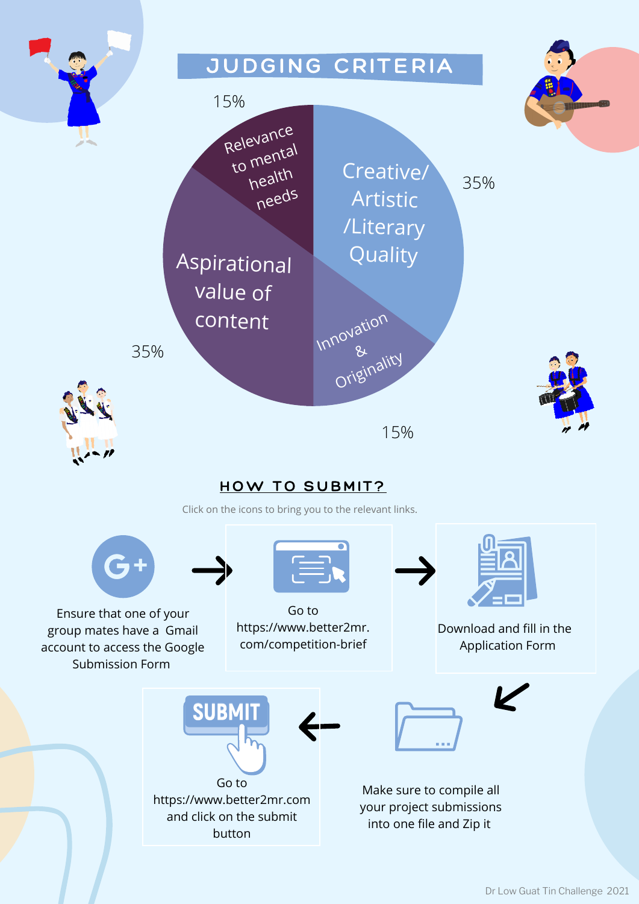# JUDGING CRITERIA

15%

Relevance to mental health needs

35%

Creative/ Artistic /Literary Quality

35%

Aspirational value of content

15%

Innovation & Originality

## HOW TO SUBMIT?

Click on the icons to bring you to the relevant links.

1. Ensure that one of your group mates have a Gmail account to access the Google Submission Form
2. Go to https://www.better2mr.com/competition-brief
3. Download and fill in the Application Form
4. Make sure to compile all your project submissions into one file and Zip it
5. Go to https://www.better2mr.com and click on the submit button

Dr Low Guat Tin Challenge 2021